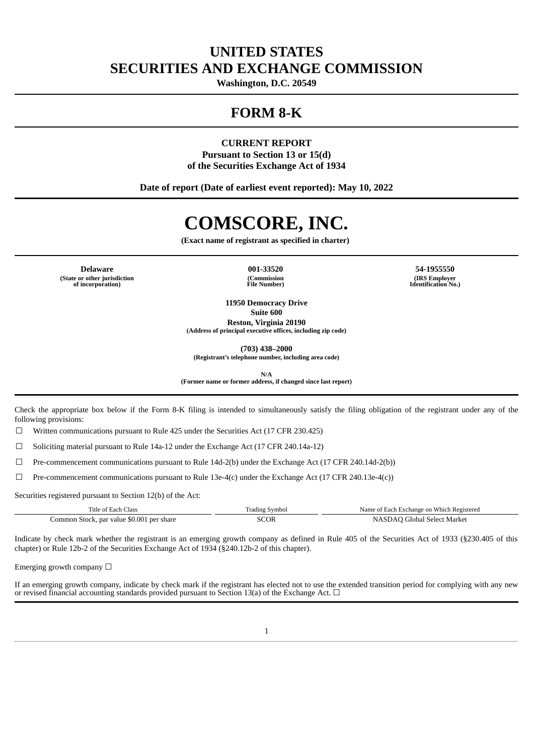# UNITED STATES
# SECURITIES AND EXCHANGE COMMISSION

**Washington, D.C. 20549**

---

# FORM 8-K

---

**CURRENT REPORT**
**Pursuant to Section 13 or 15(d)**
**of the Securities Exchange Act of 1934**

**Date of report (Date of earliest event reported): May 10, 2022**

---

# COMSCORE, INC.

**(Exact name of registrant as specified in charter)**

---

| **Delaware** | **001-33520** | **54-1955550** |
|---|---|---|
| **(State or other jurisdiction of incorporation)** | **(Commission File Number)** | **(IRS Employer Identification No.)** |

**11950 Democracy Drive**
**Suite 600**
**Reston, Virginia 20190**
**(Address of principal executive offices, including zip code)**

**(703) 438–2000**
**(Registrant's telephone number, including area code)**

**N/A**
**(Former name or former address, if changed since last report)**

---

Check the appropriate box below if the Form 8-K filing is intended to simultaneously satisfy the filing obligation of the registrant under any of the following provisions:

☐ Written communications pursuant to Rule 425 under the Securities Act (17 CFR 230.425)

☐ Soliciting material pursuant to Rule 14a-12 under the Exchange Act (17 CFR 240.14a-12)

☐ Pre-commencement communications pursuant to Rule 14d-2(b) under the Exchange Act (17 CFR 240.14d-2(b))

☐ Pre-commencement communications pursuant to Rule 13e-4(c) under the Exchange Act (17 CFR 240.13e-4(c))

Securities registered pursuant to Section 12(b) of the Act:

| Title of Each Class | Trading Symbol | Name of Each Exchange on Which Registered |
|---|---|---|
| Common Stock, par value $0.001 per share | SCOR | NASDAQ Global Select Market |

Indicate by check mark whether the registrant is an emerging growth company as defined in Rule 405 of the Securities Act of 1933 (§230.405 of this chapter) or Rule 12b-2 of the Securities Exchange Act of 1934 (§240.12b-2 of this chapter).

Emerging growth company ☐

If an emerging growth company, indicate by check mark if the registrant has elected not to use the extended transition period for complying with any new or revised financial accounting standards provided pursuant to Section 13(a) of the Exchange Act. ☐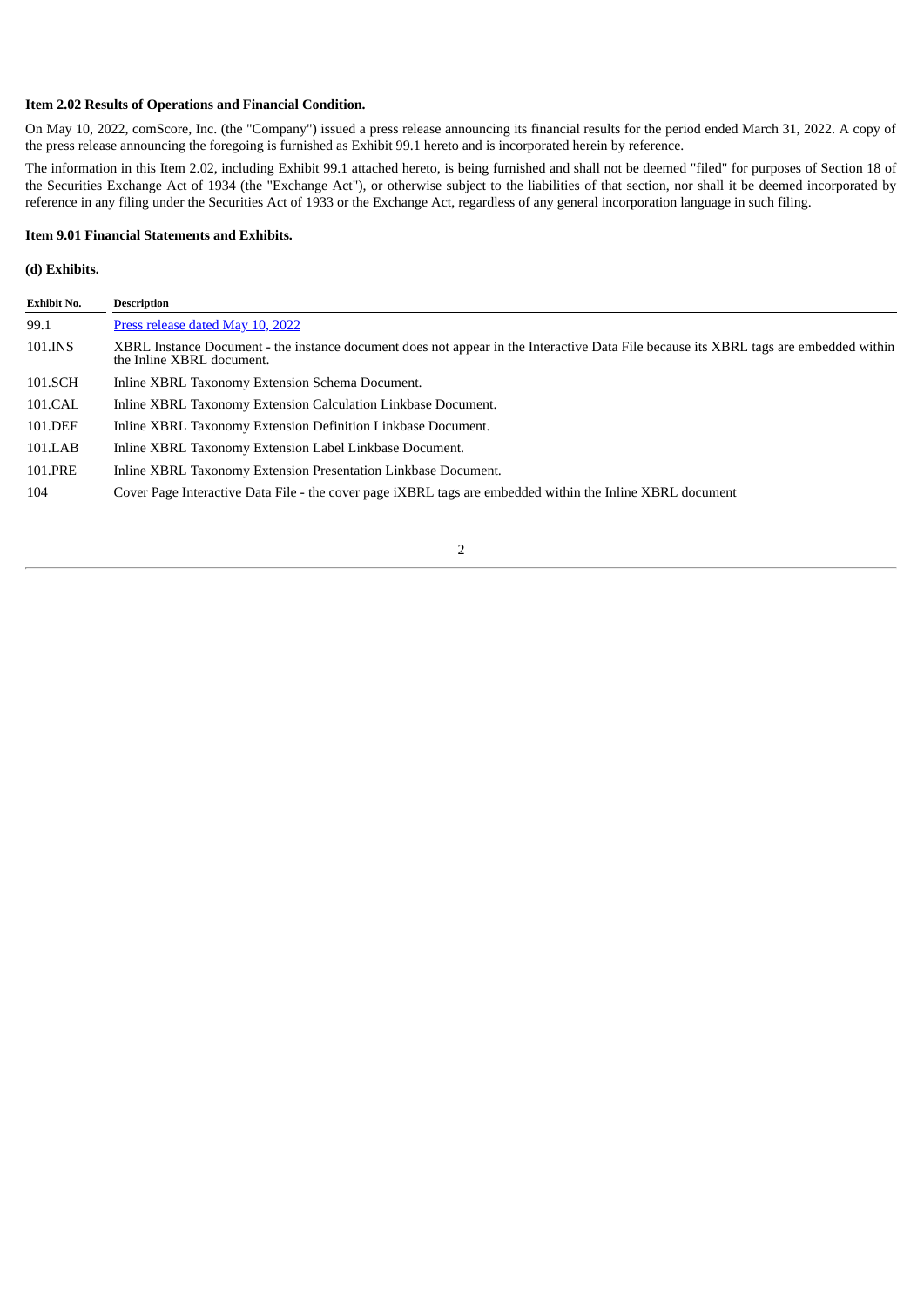**Item 2.02 Results of Operations and Financial Condition.**

On May 10, 2022, comScore, Inc. (the "Company") issued a press release announcing its financial results for the period ended March 31, 2022. A copy of the press release announcing the foregoing is furnished as Exhibit 99.1 hereto and is incorporated herein by reference.

The information in this Item 2.02, including Exhibit 99.1 attached hereto, is being furnished and shall not be deemed "filed" for purposes of Section 18 of the Securities Exchange Act of 1934 (the "Exchange Act"), or otherwise subject to the liabilities of that section, nor shall it be deemed incorporated by reference in any filing under the Securities Act of 1933 or the Exchange Act, regardless of any general incorporation language in such filing.

**Item 9.01 Financial Statements and Exhibits.**

**(d) Exhibits.**

| Exhibit No. | Description |
| --- | --- |
| 99.1 | Press release dated May 10, 2022 |
| 101.INS | XBRL Instance Document - the instance document does not appear in the Interactive Data File because its XBRL tags are embedded within the Inline XBRL document. |
| 101.SCH | Inline XBRL Taxonomy Extension Schema Document. |
| 101.CAL | Inline XBRL Taxonomy Extension Calculation Linkbase Document. |
| 101.DEF | Inline XBRL Taxonomy Extension Definition Linkbase Document. |
| 101.LAB | Inline XBRL Taxonomy Extension Label Linkbase Document. |
| 101.PRE | Inline XBRL Taxonomy Extension Presentation Linkbase Document. |
| 104 | Cover Page Interactive Data File - the cover page iXBRL tags are embedded within the Inline XBRL document |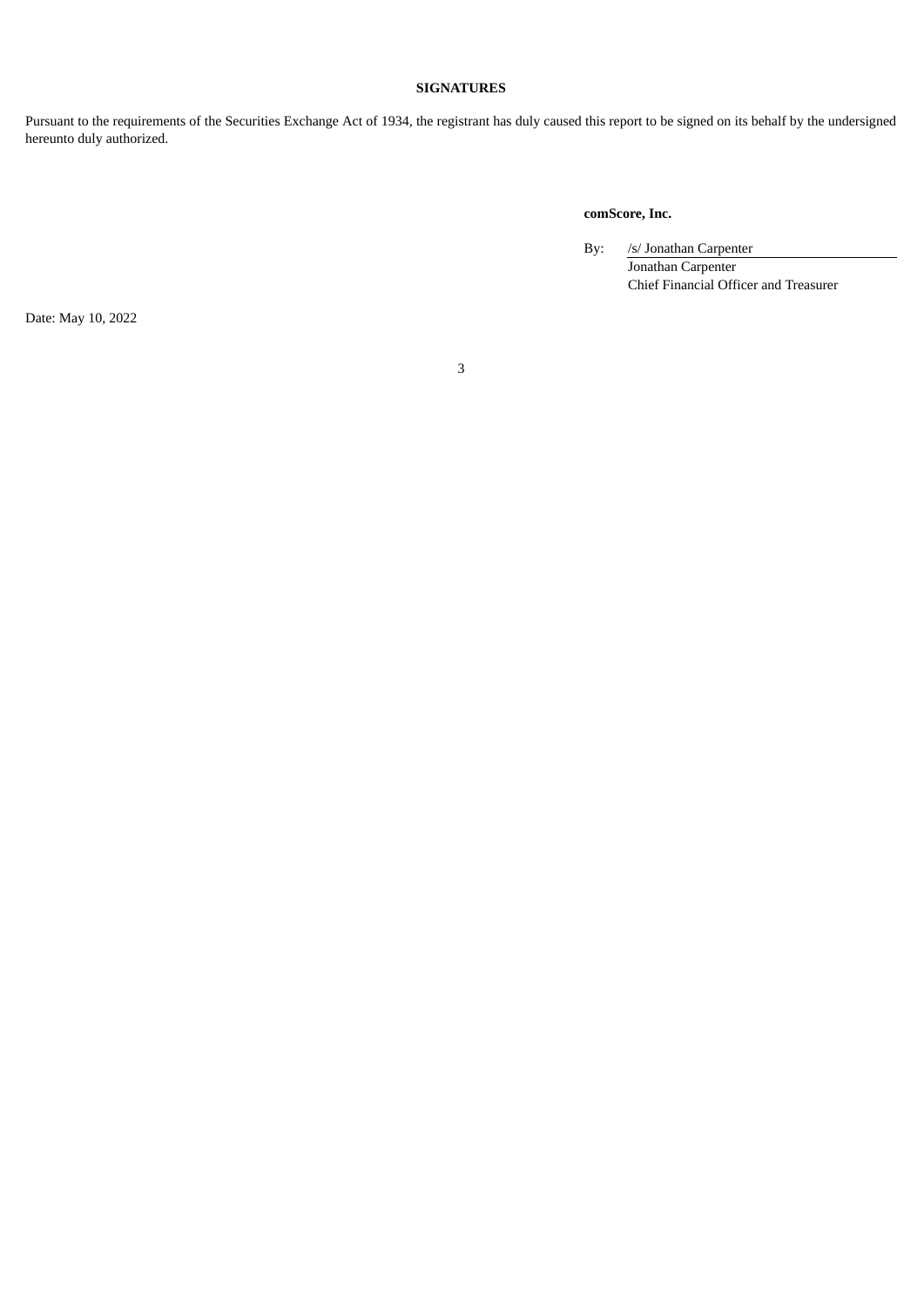**SIGNATURES**

Pursuant to the requirements of the Securities Exchange Act of 1934, the registrant has duly caused this report to be signed on its behalf by the undersigned hereunto duly authorized.

**comScore, Inc.**

By: /s/ Jonathan Carpenter
Jonathan Carpenter
Chief Financial Officer and Treasurer

Date: May 10, 2022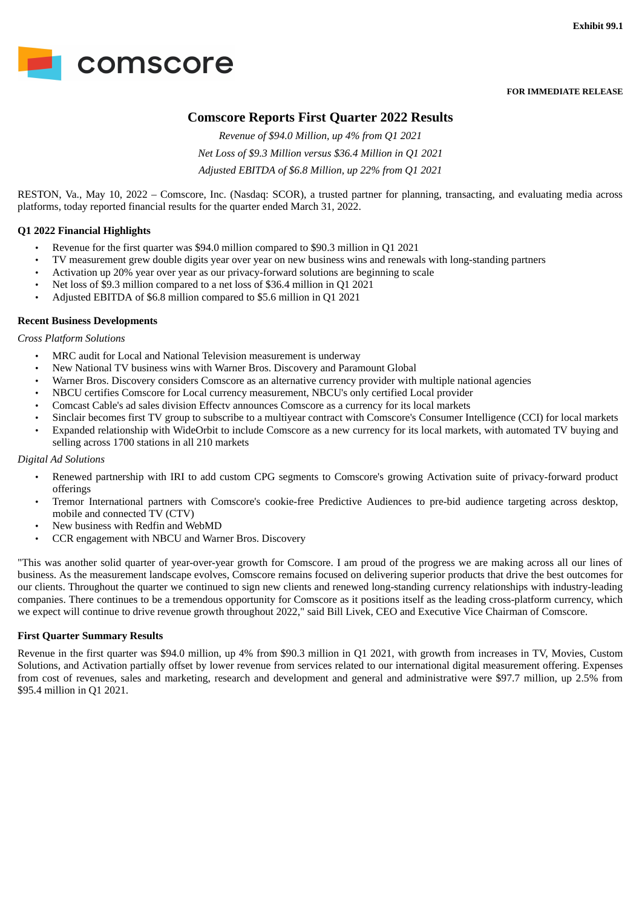Exhibit 99.1

comscore

**FOR IMMEDIATE RELEASE**

# Comscore Reports First Quarter 2022 Results

*Revenue of $94.0 Million, up 4% from Q1 2021*

*Net Loss of $9.3 Million versus $36.4 Million in Q1 2021*

*Adjusted EBITDA of $6.8 Million, up 22% from Q1 2021*

RESTON, Va., May 10, 2022 – Comscore, Inc. (Nasdaq: SCOR), a trusted partner for planning, transacting, and evaluating media across platforms, today reported financial results for the quarter ended March 31, 2022.

**Q1 2022 Financial Highlights**

- Revenue for the first quarter was $94.0 million compared to $90.3 million in Q1 2021
- TV measurement grew double digits year over year on new business wins and renewals with long-standing partners
- Activation up 20% year over year as our privacy-forward solutions are beginning to scale
- Net loss of $9.3 million compared to a net loss of $36.4 million in Q1 2021
- Adjusted EBITDA of $6.8 million compared to $5.6 million in Q1 2021

**Recent Business Developments**

*Cross Platform Solutions*

- MRC audit for Local and National Television measurement is underway
- New National TV business wins with Warner Bros. Discovery and Paramount Global
- Warner Bros. Discovery considers Comscore as an alternative currency provider with multiple national agencies
- NBCU certifies Comscore for Local currency measurement, NBCU's only certified Local provider
- Comcast Cable's ad sales division Effectv announces Comscore as a currency for its local markets
- Sinclair becomes first TV group to subscribe to a multiyear contract with Comscore's Consumer Intelligence (CCI) for local markets
- Expanded relationship with WideOrbit to include Comscore as a new currency for its local markets, with automated TV buying and selling across 1700 stations in all 210 markets

*Digital Ad Solutions*

- Renewed partnership with IRI to add custom CPG segments to Comscore's growing Activation suite of privacy-forward product offerings
- Tremor International partners with Comscore's cookie-free Predictive Audiences to pre-bid audience targeting across desktop, mobile and connected TV (CTV)
- New business with Redfin and WebMD
- CCR engagement with NBCU and Warner Bros. Discovery

"This was another solid quarter of year-over-year growth for Comscore. I am proud of the progress we are making across all our lines of business. As the measurement landscape evolves, Comscore remains focused on delivering superior products that drive the best outcomes for our clients. Throughout the quarter we continued to sign new clients and renewed long-standing currency relationships with industry-leading companies. There continues to be a tremendous opportunity for Comscore as it positions itself as the leading cross-platform currency, which we expect will continue to drive revenue growth throughout 2022," said Bill Livek, CEO and Executive Vice Chairman of Comscore.

**First Quarter Summary Results**

Revenue in the first quarter was $94.0 million, up 4% from $90.3 million in Q1 2021, with growth from increases in TV, Movies, Custom Solutions, and Activation partially offset by lower revenue from services related to our international digital measurement offering. Expenses from cost of revenues, sales and marketing, research and development and general and administrative were $97.7 million, up 2.5% from $95.4 million in Q1 2021.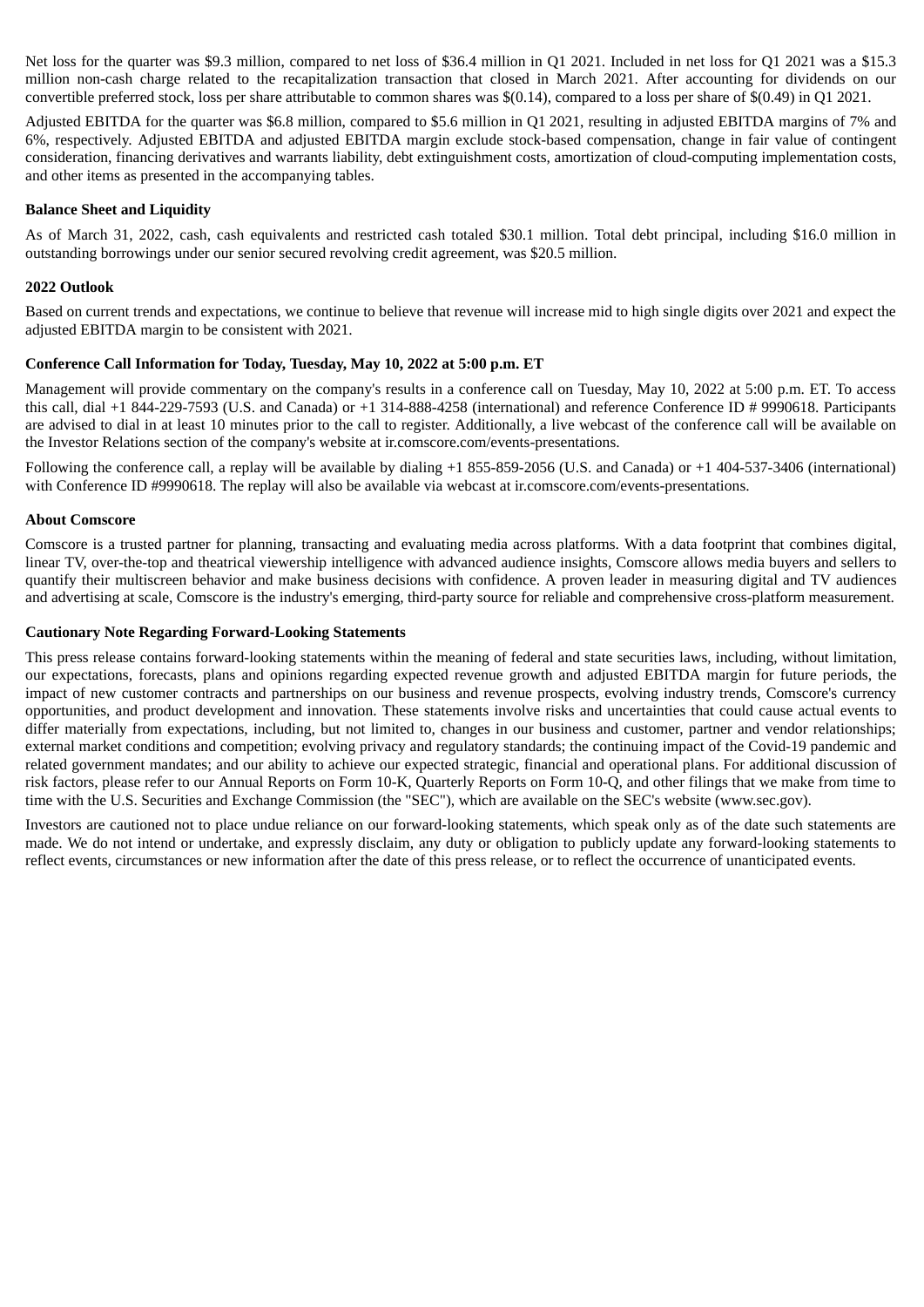Net loss for the quarter was $9.3 million, compared to net loss of $36.4 million in Q1 2021. Included in net loss for Q1 2021 was a $15.3 million non-cash charge related to the recapitalization transaction that closed in March 2021. After accounting for dividends on our convertible preferred stock, loss per share attributable to common shares was $(0.14), compared to a loss per share of $(0.49) in Q1 2021.

Adjusted EBITDA for the quarter was $6.8 million, compared to $5.6 million in Q1 2021, resulting in adjusted EBITDA margins of 7% and 6%, respectively. Adjusted EBITDA and adjusted EBITDA margin exclude stock-based compensation, change in fair value of contingent consideration, financing derivatives and warrants liability, debt extinguishment costs, amortization of cloud-computing implementation costs, and other items as presented in the accompanying tables.

**Balance Sheet and Liquidity**

As of March 31, 2022, cash, cash equivalents and restricted cash totaled $30.1 million. Total debt principal, including $16.0 million in outstanding borrowings under our senior secured revolving credit agreement, was $20.5 million.

**2022 Outlook**

Based on current trends and expectations, we continue to believe that revenue will increase mid to high single digits over 2021 and expect the adjusted EBITDA margin to be consistent with 2021.

**Conference Call Information for Today, Tuesday, May 10, 2022 at 5:00 p.m. ET**

Management will provide commentary on the company's results in a conference call on Tuesday, May 10, 2022 at 5:00 p.m. ET. To access this call, dial +1 844-229-7593 (U.S. and Canada) or +1 314-888-4258 (international) and reference Conference ID # 9990618. Participants are advised to dial in at least 10 minutes prior to the call to register. Additionally, a live webcast of the conference call will be available on the Investor Relations section of the company's website at ir.comscore.com/events-presentations.

Following the conference call, a replay will be available by dialing +1 855-859-2056 (U.S. and Canada) or +1 404-537-3406 (international) with Conference ID #9990618. The replay will also be available via webcast at ir.comscore.com/events-presentations.

**About Comscore**

Comscore is a trusted partner for planning, transacting and evaluating media across platforms. With a data footprint that combines digital, linear TV, over-the-top and theatrical viewership intelligence with advanced audience insights, Comscore allows media buyers and sellers to quantify their multiscreen behavior and make business decisions with confidence. A proven leader in measuring digital and TV audiences and advertising at scale, Comscore is the industry's emerging, third-party source for reliable and comprehensive cross-platform measurement.

**Cautionary Note Regarding Forward-Looking Statements**

This press release contains forward-looking statements within the meaning of federal and state securities laws, including, without limitation, our expectations, forecasts, plans and opinions regarding expected revenue growth and adjusted EBITDA margin for future periods, the impact of new customer contracts and partnerships on our business and revenue prospects, evolving industry trends, Comscore's currency opportunities, and product development and innovation. These statements involve risks and uncertainties that could cause actual events to differ materially from expectations, including, but not limited to, changes in our business and customer, partner and vendor relationships; external market conditions and competition; evolving privacy and regulatory standards; the continuing impact of the Covid-19 pandemic and related government mandates; and our ability to achieve our expected strategic, financial and operational plans. For additional discussion of risk factors, please refer to our Annual Reports on Form 10-K, Quarterly Reports on Form 10-Q, and other filings that we make from time to time with the U.S. Securities and Exchange Commission (the "SEC"), which are available on the SEC's website (www.sec.gov).

Investors are cautioned not to place undue reliance on our forward-looking statements, which speak only as of the date such statements are made. We do not intend or undertake, and expressly disclaim, any duty or obligation to publicly update any forward-looking statements to reflect events, circumstances or new information after the date of this press release, or to reflect the occurrence of unanticipated events.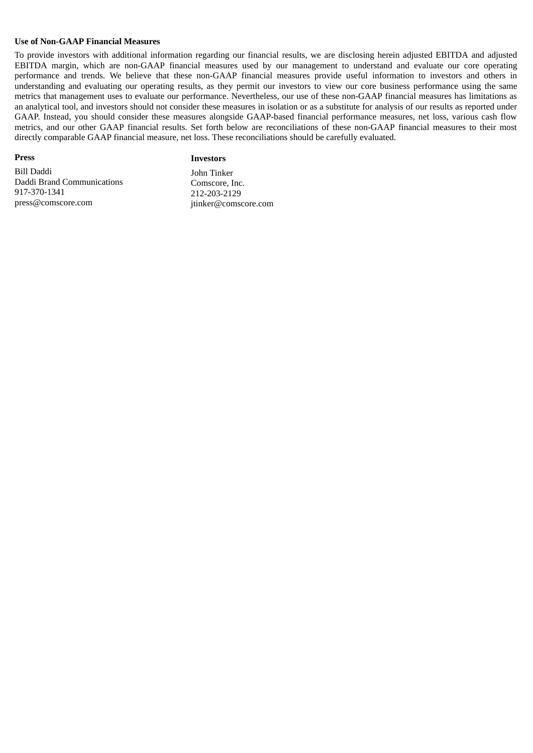**Use of Non-GAAP Financial Measures**

To provide investors with additional information regarding our financial results, we are disclosing herein adjusted EBITDA and adjusted EBITDA margin, which are non-GAAP financial measures used by our management to understand and evaluate our core operating performance and trends. We believe that these non-GAAP financial measures provide useful information to investors and others in understanding and evaluating our operating results, as they permit our investors to view our core business performance using the same metrics that management uses to evaluate our performance. Nevertheless, our use of these non-GAAP financial measures has limitations as an analytical tool, and investors should not consider these measures in isolation or as a substitute for analysis of our results as reported under GAAP. Instead, you should consider these measures alongside GAAP-based financial performance measures, net loss, various cash flow metrics, and our other GAAP financial results. Set forth below are reconciliations of these non-GAAP financial measures to their most directly comparable GAAP financial measure, net loss. These reconciliations should be carefully evaluated.

**Press**

Bill Daddi
Daddi Brand Communications
917-370-1341
press@comscore.com

**Investors**

John Tinker
Comscore, Inc.
212-203-2129
jtinker@comscore.com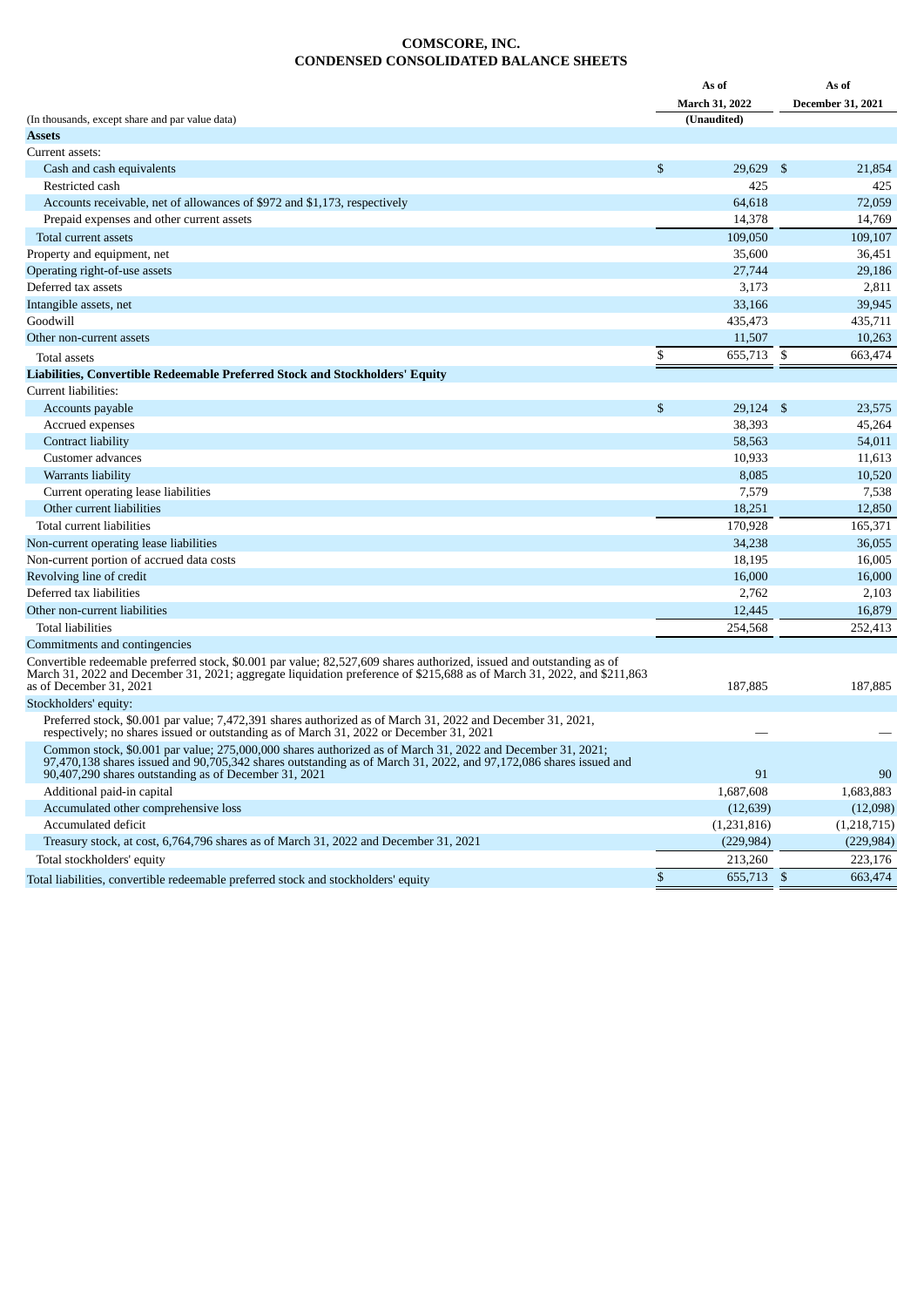# COMSCORE, INC.
## CONDENSED CONSOLIDATED BALANCE SHEETS

| (In thousands, except share and par value data) | As of March 31, 2022 (Unaudited) | As of December 31, 2021 |
|---|---|---|
| **Assets** | | |
| Current assets: | | |
| Cash and cash equivalents | $ 29,629 | $ 21,854 |
| Restricted cash | 425 | 425 |
| Accounts receivable, net of allowances of $972 and $1,173, respectively | 64,618 | 72,059 |
| Prepaid expenses and other current assets | 14,378 | 14,769 |
| Total current assets | 109,050 | 109,107 |
| Property and equipment, net | 35,600 | 36,451 |
| Operating right-of-use assets | 27,744 | 29,186 |
| Deferred tax assets | 3,173 | 2,811 |
| Intangible assets, net | 33,166 | 39,945 |
| Goodwill | 435,473 | 435,711 |
| Other non-current assets | 11,507 | 10,263 |
| Total assets | $ 655,713 | $ 663,474 |
| **Liabilities, Convertible Redeemable Preferred Stock and Stockholders' Equity** | | |
| Current liabilities: | | |
| Accounts payable | $ 29,124 | $ 23,575 |
| Accrued expenses | 38,393 | 45,264 |
| Contract liability | 58,563 | 54,011 |
| Customer advances | 10,933 | 11,613 |
| Warrants liability | 8,085 | 10,520 |
| Current operating lease liabilities | 7,579 | 7,538 |
| Other current liabilities | 18,251 | 12,850 |
| Total current liabilities | 170,928 | 165,371 |
| Non-current operating lease liabilities | 34,238 | 36,055 |
| Non-current portion of accrued data costs | 18,195 | 16,005 |
| Revolving line of credit | 16,000 | 16,000 |
| Deferred tax liabilities | 2,762 | 2,103 |
| Other non-current liabilities | 12,445 | 16,879 |
| Total liabilities | 254,568 | 252,413 |
| Commitments and contingencies | | |
| Convertible redeemable preferred stock, $0.001 par value; 82,527,609 shares authorized, issued and outstanding as of March 31, 2022 and December 31, 2021; aggregate liquidation preference of $215,688 as of March 31, 2022, and $211,863 as of December 31, 2021 | 187,885 | 187,885 |
| Stockholders' equity: | | |
| Preferred stock, $0.001 par value; 7,472,391 shares authorized as of March 31, 2022 and December 31, 2021, respectively; no shares issued or outstanding as of March 31, 2022 or December 31, 2021 | — | — |
| Common stock, $0.001 par value; 275,000,000 shares authorized as of March 31, 2022 and December 31, 2021; 97,470,138 shares issued and 90,705,342 shares outstanding as of March 31, 2022, and 97,172,086 shares issued and 90,407,290 shares outstanding as of December 31, 2021 | 91 | 90 |
| Additional paid-in capital | 1,687,608 | 1,683,883 |
| Accumulated other comprehensive loss | (12,639) | (12,098) |
| Accumulated deficit | (1,231,816) | (1,218,715) |
| Treasury stock, at cost, 6,764,796 shares as of March 31, 2022 and December 31, 2021 | (229,984) | (229,984) |
| Total stockholders' equity | 213,260 | 223,176 |
| Total liabilities, convertible redeemable preferred stock and stockholders' equity | $ 655,713 | $ 663,474 |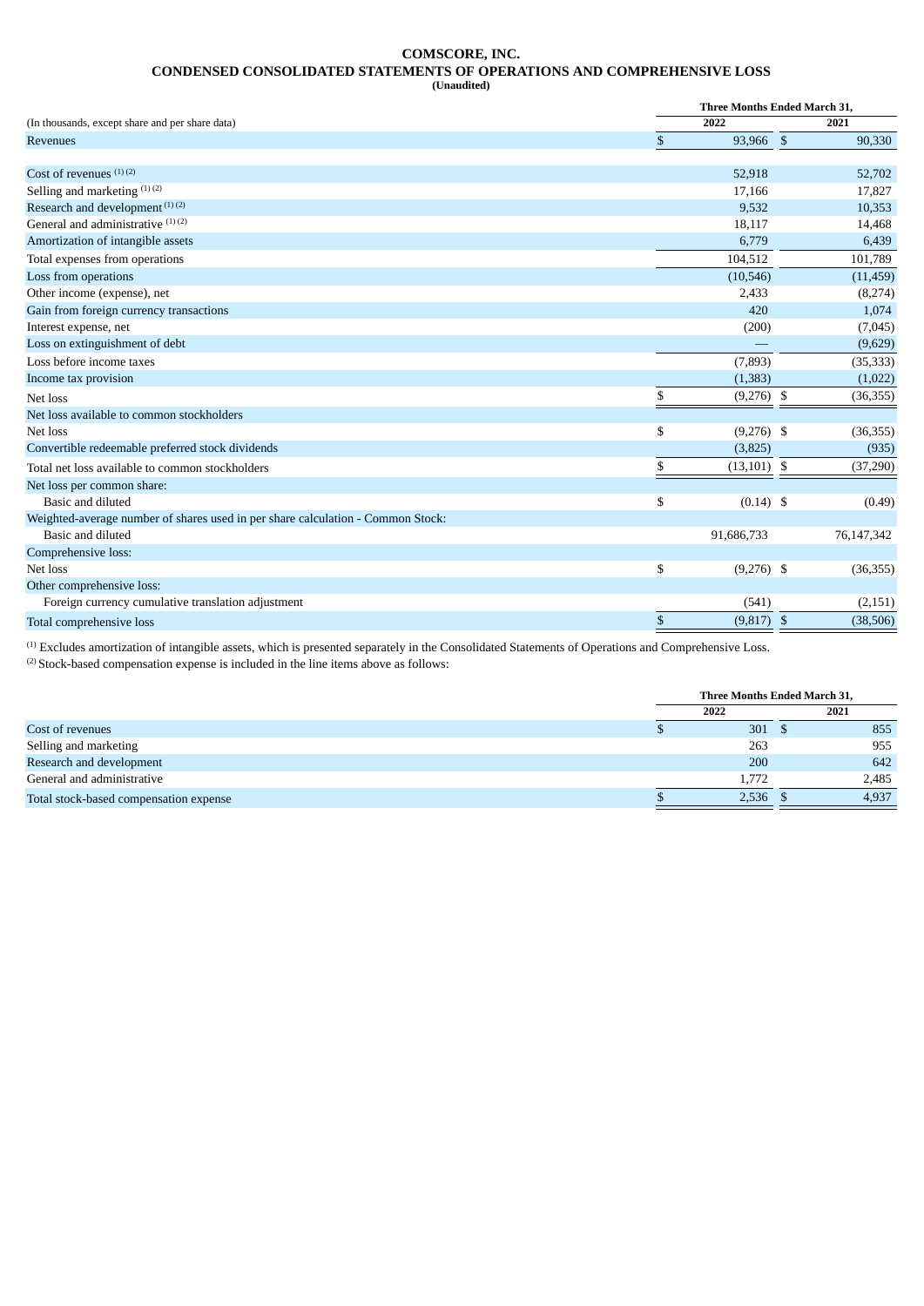**COMSCORE, INC.**

**CONDENSED CONSOLIDATED STATEMENTS OF OPERATIONS AND COMPREHENSIVE LOSS**

**(Unaudited)**

| (In thousands, except share and per share data) | Three Months Ended March 31, 2022 | Three Months Ended March 31, 2021 |
|---|---|---|
| Revenues | $ 93,966 | $ 90,330 |
| | | |
| Cost of revenues [1] [2] | 52,918 | 52,702 |
| Selling and marketing [1] [2] | 17,166 | 17,827 |
| Research and development [1] [2] | 9,532 | 10,353 |
| General and administrative [1] [2] | 18,117 | 14,468 |
| Amortization of intangible assets | 6,779 | 6,439 |
| Total expenses from operations | 104,512 | 101,789 |
| Loss from operations | (10,546) | (11,459) |
| Other income (expense), net | 2,433 | (8,274) |
| Gain from foreign currency transactions | 420 | 1,074 |
| Interest expense, net | (200) | (7,045) |
| Loss on extinguishment of debt | — | (9,629) |
| Loss before income taxes | (7,893) | (35,333) |
| Income tax provision | (1,383) | (1,022) |
| Net loss | $ (9,276) | $ (36,355) |
| Net loss available to common stockholders | | |
| Net loss | $ (9,276) | $ (36,355) |
| Convertible redeemable preferred stock dividends | (3,825) | (935) |
| Total net loss available to common stockholders | $ (13,101) | $ (37,290) |
| Net loss per common share: | | |
| Basic and diluted | $ (0.14) | $ (0.49) |
| Weighted-average number of shares used in per share calculation - Common Stock: | | |
| Basic and diluted | 91,686,733 | 76,147,342 |
| Comprehensive loss: | | |
| Net loss | $ (9,276) | $ (36,355) |
| Other comprehensive loss: | | |
| Foreign currency cumulative translation adjustment | (541) | (2,151) |
| Total comprehensive loss | $ (9,817) | $ (38,506) |

[1] Excludes amortization of intangible assets, which is presented separately in the Consolidated Statements of Operations and Comprehensive Loss.

[2] Stock-based compensation expense is included in the line items above as follows:

| | Three Months Ended March 31, 2022 | Three Months Ended March 31, 2021 |
|---|---|---|
| Cost of revenues | $ 301 | $ 855 |
| Selling and marketing | 263 | 955 |
| Research and development | 200 | 642 |
| General and administrative | 1,772 | 2,485 |
| Total stock-based compensation expense | $ 2,536 | $ 4,937 |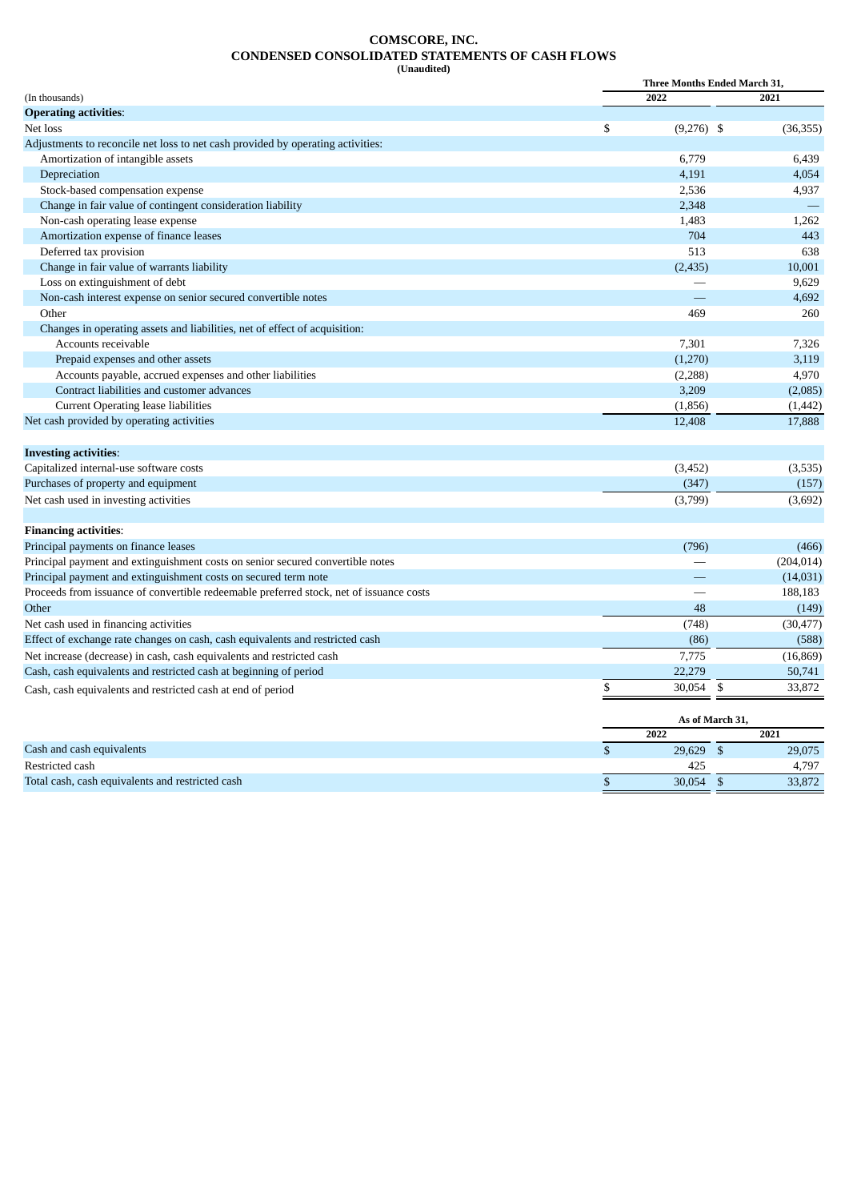# COMSCORE, INC.
## CONDENSED CONSOLIDATED STATEMENTS OF CASH FLOWS
**(Unaudited)**

| (In thousands) | Three Months Ended March 31, 2022 | 2021 |
|---|---|---|
| **Operating activities**: | | |
| Net loss | $ (9,276) | $ (36,355) |
| Adjustments to reconcile net loss to net cash provided by operating activities: | | |
| Amortization of intangible assets | 6,779 | 6,439 |
| Depreciation | 4,191 | 4,054 |
| Stock-based compensation expense | 2,536 | 4,937 |
| Change in fair value of contingent consideration liability | 2,348 | — |
| Non-cash operating lease expense | 1,483 | 1,262 |
| Amortization expense of finance leases | 704 | 443 |
| Deferred tax provision | 513 | 638 |
| Change in fair value of warrants liability | (2,435) | 10,001 |
| Loss on extinguishment of debt | — | 9,629 |
| Non-cash interest expense on senior secured convertible notes | — | 4,692 |
| Other | 469 | 260 |
| Changes in operating assets and liabilities, net of effect of acquisition: | | |
| Accounts receivable | 7,301 | 7,326 |
| Prepaid expenses and other assets | (1,270) | 3,119 |
| Accounts payable, accrued expenses and other liabilities | (2,288) | 4,970 |
| Contract liabilities and customer advances | 3,209 | (2,085) |
| Current Operating lease liabilities | (1,856) | (1,442) |
| Net cash provided by operating activities | 12,408 | 17,888 |
| **Investing activities**: | | |
| Capitalized internal-use software costs | (3,452) | (3,535) |
| Purchases of property and equipment | (347) | (157) |
| Net cash used in investing activities | (3,799) | (3,692) |
| **Financing activities**: | | |
| Principal payments on finance leases | (796) | (466) |
| Principal payment and extinguishment costs on senior secured convertible notes | — | (204,014) |
| Principal payment and extinguishment costs on secured term note | — | (14,031) |
| Proceeds from issuance of convertible redeemable preferred stock, net of issuance costs | — | 188,183 |
| Other | 48 | (149) |
| Net cash used in financing activities | (748) | (30,477) |
| Effect of exchange rate changes on cash, cash equivalents and restricted cash | (86) | (588) |
| Net increase (decrease) in cash, cash equivalents and restricted cash | 7,775 | (16,869) |
| Cash, cash equivalents and restricted cash at beginning of period | 22,279 | 50,741 |
| Cash, cash equivalents and restricted cash at end of period | $ 30,054 | $ 33,872 |

| | As of March 31, 2022 | 2021 |
|---|---|---|
| Cash and cash equivalents | $ 29,629 | $ 29,075 |
| Restricted cash | 425 | 4,797 |
| Total cash, cash equivalents and restricted cash | $ 30,054 | $ 33,872 |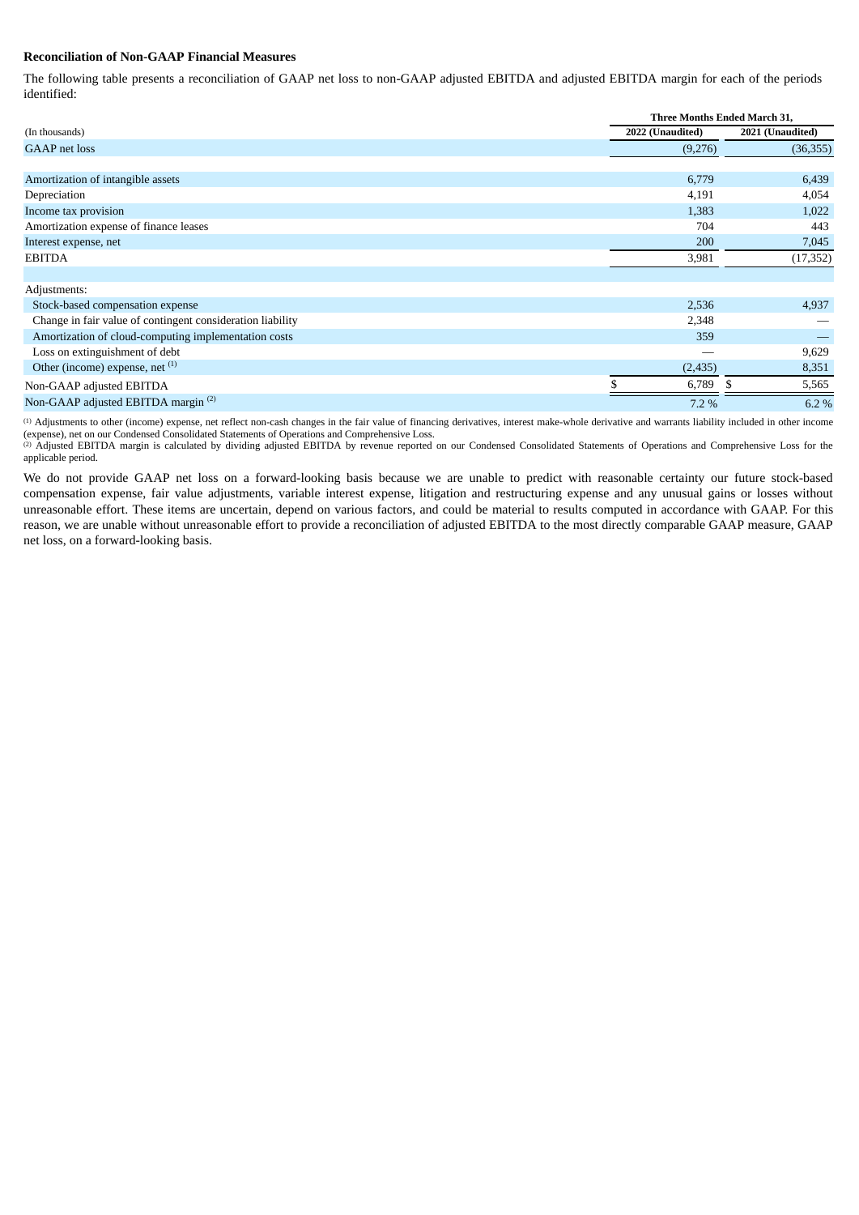**Reconciliation of Non-GAAP Financial Measures**

The following table presents a reconciliation of GAAP net loss to non-GAAP adjusted EBITDA and adjusted EBITDA margin for each of the periods identified:

| | Three Months Ended March 31, | |
|---|---|---|
| (In thousands) | 2022 (Unaudited) | 2021 (Unaudited) |
| GAAP net loss | (9,276) | (36,355) |
| | | |
| Amortization of intangible assets | 6,779 | 6,439 |
| Depreciation | 4,191 | 4,054 |
| Income tax provision | 1,383 | 1,022 |
| Amortization expense of finance leases | 704 | 443 |
| Interest expense, net | 200 | 7,045 |
| EBITDA | 3,981 | (17,352) |
| | | |
| Adjustments: | | |
| Stock-based compensation expense | 2,536 | 4,937 |
| Change in fair value of contingent consideration liability | 2,348 | — |
| Amortization of cloud-computing implementation costs | 359 | — |
| Loss on extinguishment of debt | — | 9,629 |
| Other (income) expense, net [(1)] | (2,435) | 8,351 |
| Non-GAAP adjusted EBITDA | $ 6,789 | $ 5,565 |
| Non-GAAP adjusted EBITDA margin [(2)] | 7.2 % | 6.2 % |

[(1)] Adjustments to other (income) expense, net reflect non-cash changes in the fair value of financing derivatives, interest make-whole derivative and warrants liability included in other income (expense), net on our Condensed Consolidated Statements of Operations and Comprehensive Loss.
[(2)] Adjusted EBITDA margin is calculated by dividing adjusted EBITDA by revenue reported on our Condensed Consolidated Statements of Operations and Comprehensive Loss for the applicable period.

We do not provide GAAP net loss on a forward-looking basis because we are unable to predict with reasonable certainty our future stock-based compensation expense, fair value adjustments, variable interest expense, litigation and restructuring expense and any unusual gains or losses without unreasonable effort. These items are uncertain, depend on various factors, and could be material to results computed in accordance with GAAP. For this reason, we are unable without unreasonable effort to provide a reconciliation of adjusted EBITDA to the most directly comparable GAAP measure, GAAP net loss, on a forward-looking basis.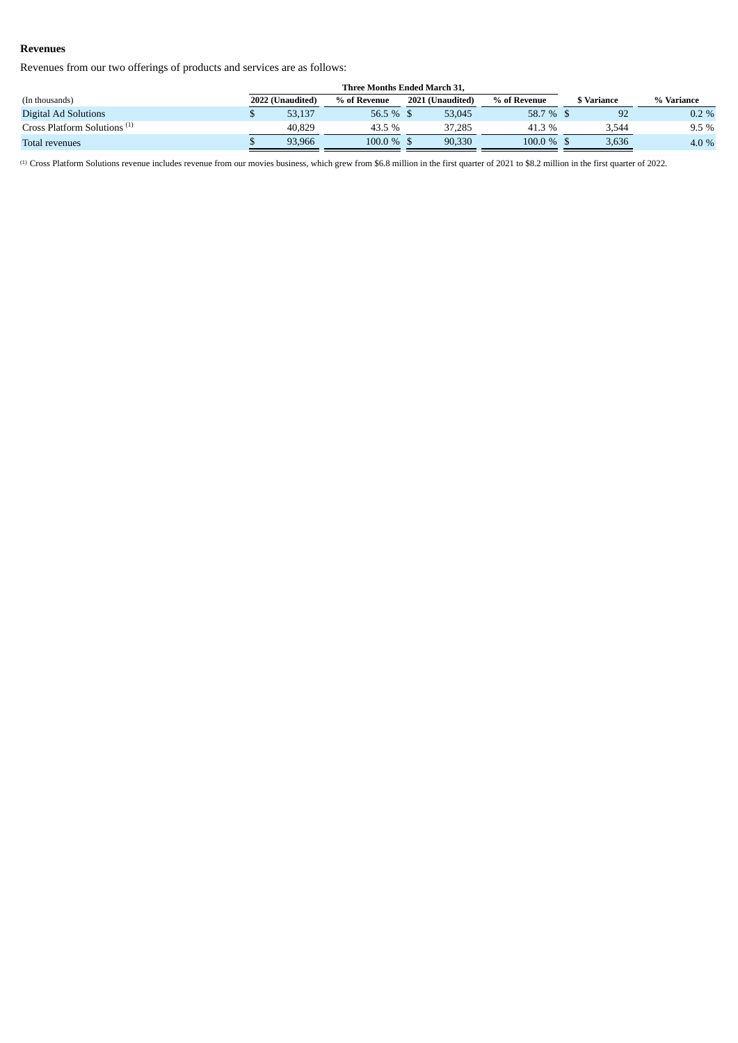**Revenues**

Revenues from our two offerings of products and services are as follows:

| (In thousands) | Three Months Ended March 31, | | | | | |
|---|---|---|---|---|---|---|
| | 2022 (Unaudited) | % of Revenue | 2021 (Unaudited) | % of Revenue | $ Variance | % Variance |
| Digital Ad Solutions | $ 53,137 | 56.5 % | $ 53,045 | 58.7 % | $ 92 | 0.2 % |
| Cross Platform Solutions [(1)] | 40,829 | 43.5 % | 37,285 | 41.3 % | 3,544 | 9.5 % |
| Total revenues | $ 93,966 | 100.0 % | $ 90,330 | 100.0 % | $ 3,636 | 4.0 % |

[(1)] Cross Platform Solutions revenue includes revenue from our movies business, which grew from $6.8 million in the first quarter of 2021 to $8.2 million in the first quarter of 2022.